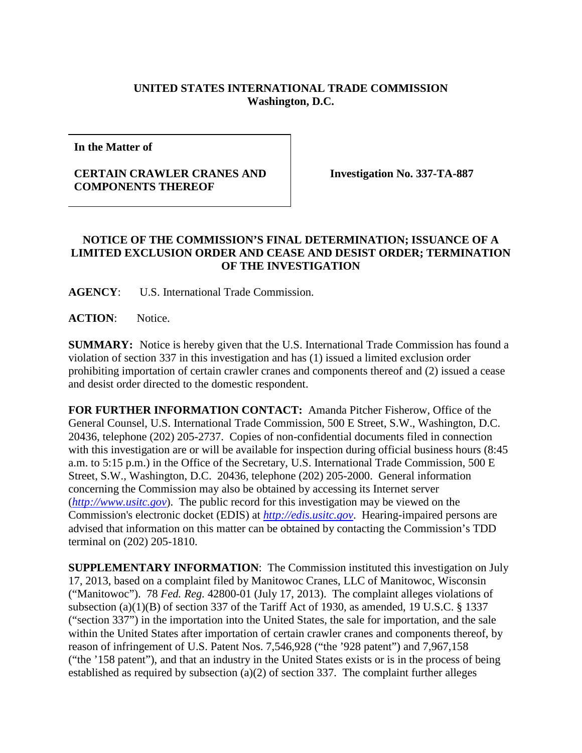**UNITED STATES INTERNATIONAL TRADE COMMISSION**
**Washington, D.C.**

| **In the Matter of**<br><br>**CERTAIN CRAWLER CRANES AND COMPONENTS THEREOF** | **Investigation No. 337-TA-887** |
|---|---|

**NOTICE OF THE COMMISSION'S FINAL DETERMINATION; ISSUANCE OF A LIMITED EXCLUSION ORDER AND CEASE AND DESIST ORDER; TERMINATION OF THE INVESTIGATION**

**AGENCY**: U.S. International Trade Commission.

**ACTION**: Notice.

**SUMMARY:** Notice is hereby given that the U.S. International Trade Commission has found a violation of section 337 in this investigation and has (1) issued a limited exclusion order prohibiting importation of certain crawler cranes and components thereof and (2) issued a cease and desist order directed to the domestic respondent.

**FOR FURTHER INFORMATION CONTACT:** Amanda Pitcher Fisherow, Office of the General Counsel, U.S. International Trade Commission, 500 E Street, S.W., Washington, D.C. 20436, telephone (202) 205-2737. Copies of non-confidential documents filed in connection with this investigation are or will be available for inspection during official business hours (8:45 a.m. to 5:15 p.m.) in the Office of the Secretary, U.S. International Trade Commission, 500 E Street, S.W., Washington, D.C. 20436, telephone (202) 205-2000. General information concerning the Commission may also be obtained by accessing its Internet server (*http://www.usitc.gov*). The public record for this investigation may be viewed on the Commission's electronic docket (EDIS) at *http://edis.usitc.gov*. Hearing-impaired persons are advised that information on this matter can be obtained by contacting the Commission's TDD terminal on (202) 205-1810.

**SUPPLEMENTARY INFORMATION**: The Commission instituted this investigation on July 17, 2013, based on a complaint filed by Manitowoc Cranes, LLC of Manitowoc, Wisconsin ("Manitowoc"). 78 *Fed. Reg.* 42800-01 (July 17, 2013). The complaint alleges violations of subsection (a)(1)(B) of section 337 of the Tariff Act of 1930, as amended, 19 U.S.C. § 1337 ("section 337") in the importation into the United States, the sale for importation, and the sale within the United States after importation of certain crawler cranes and components thereof, by reason of infringement of U.S. Patent Nos. 7,546,928 ("the '928 patent") and 7,967,158 ("the '158 patent"), and that an industry in the United States exists or is in the process of being established as required by subsection (a)(2) of section 337. The complaint further alleges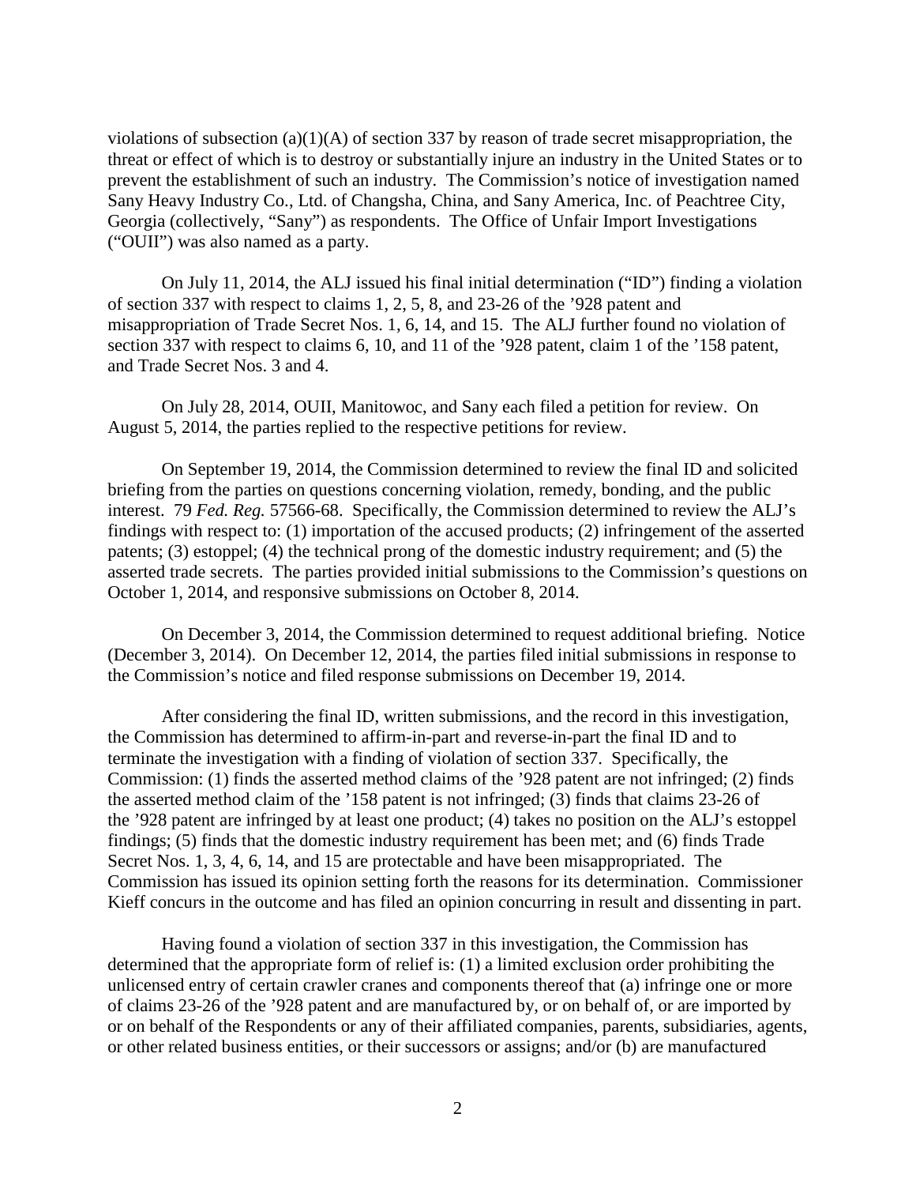violations of subsection (a)(1)(A) of section 337 by reason of trade secret misappropriation, the threat or effect of which is to destroy or substantially injure an industry in the United States or to prevent the establishment of such an industry. The Commission's notice of investigation named Sany Heavy Industry Co., Ltd. of Changsha, China, and Sany America, Inc. of Peachtree City, Georgia (collectively, "Sany") as respondents. The Office of Unfair Import Investigations ("OUII") was also named as a party.

On July 11, 2014, the ALJ issued his final initial determination ("ID") finding a violation of section 337 with respect to claims 1, 2, 5, 8, and 23-26 of the '928 patent and misappropriation of Trade Secret Nos. 1, 6, 14, and 15. The ALJ further found no violation of section 337 with respect to claims 6, 10, and 11 of the '928 patent, claim 1 of the '158 patent, and Trade Secret Nos. 3 and 4.

On July 28, 2014, OUII, Manitowoc, and Sany each filed a petition for review. On August 5, 2014, the parties replied to the respective petitions for review.

On September 19, 2014, the Commission determined to review the final ID and solicited briefing from the parties on questions concerning violation, remedy, bonding, and the public interest. 79 *Fed. Reg.* 57566-68. Specifically, the Commission determined to review the ALJ's findings with respect to: (1) importation of the accused products; (2) infringement of the asserted patents; (3) estoppel; (4) the technical prong of the domestic industry requirement; and (5) the asserted trade secrets. The parties provided initial submissions to the Commission's questions on October 1, 2014, and responsive submissions on October 8, 2014.

On December 3, 2014, the Commission determined to request additional briefing. Notice (December 3, 2014). On December 12, 2014, the parties filed initial submissions in response to the Commission's notice and filed response submissions on December 19, 2014.

After considering the final ID, written submissions, and the record in this investigation, the Commission has determined to affirm-in-part and reverse-in-part the final ID and to terminate the investigation with a finding of violation of section 337. Specifically, the Commission: (1) finds the asserted method claims of the '928 patent are not infringed; (2) finds the asserted method claim of the '158 patent is not infringed; (3) finds that claims 23-26 of the '928 patent are infringed by at least one product; (4) takes no position on the ALJ's estoppel findings; (5) finds that the domestic industry requirement has been met; and (6) finds Trade Secret Nos. 1, 3, 4, 6, 14, and 15 are protectable and have been misappropriated. The Commission has issued its opinion setting forth the reasons for its determination. Commissioner Kieff concurs in the outcome and has filed an opinion concurring in result and dissenting in part.

Having found a violation of section 337 in this investigation, the Commission has determined that the appropriate form of relief is: (1) a limited exclusion order prohibiting the unlicensed entry of certain crawler cranes and components thereof that (a) infringe one or more of claims 23-26 of the '928 patent and are manufactured by, or on behalf of, or are imported by or on behalf of the Respondents or any of their affiliated companies, parents, subsidiaries, agents, or other related business entities, or their successors or assigns; and/or (b) are manufactured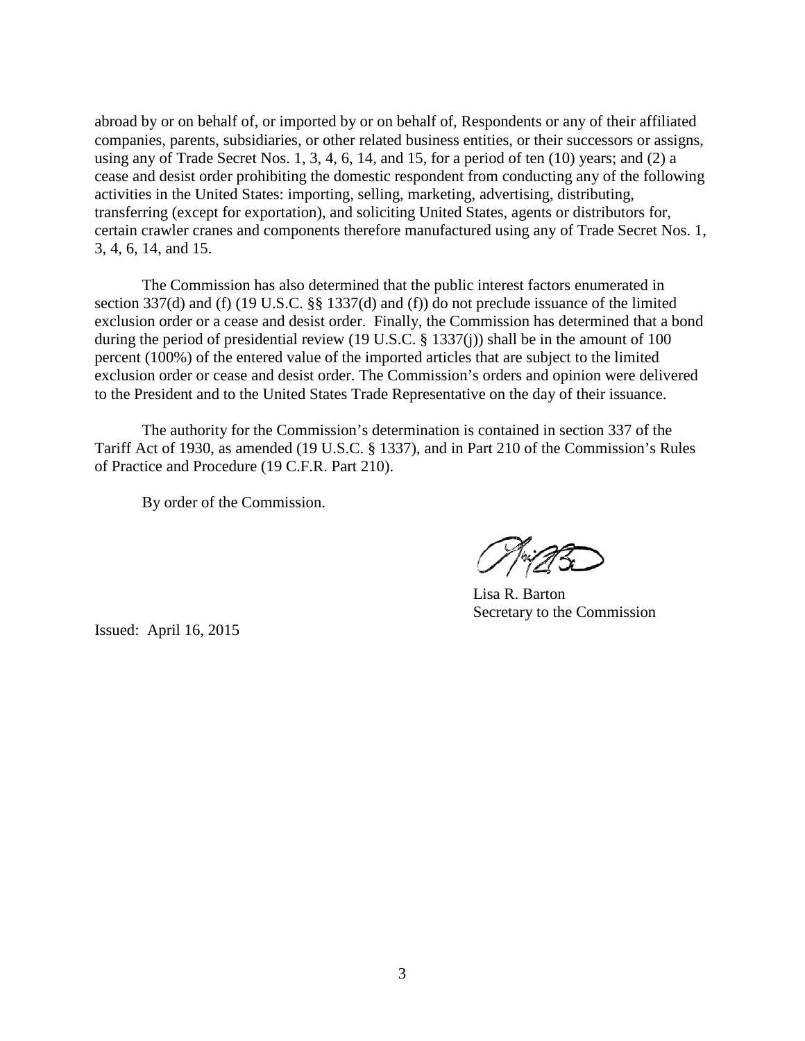abroad by or on behalf of, or imported by or on behalf of, Respondents or any of their affiliated companies, parents, subsidiaries, or other related business entities, or their successors or assigns, using any of Trade Secret Nos. 1, 3, 4, 6, 14, and 15, for a period of ten (10) years; and (2) a cease and desist order prohibiting the domestic respondent from conducting any of the following activities in the United States: importing, selling, marketing, advertising, distributing, transferring (except for exportation), and soliciting United States, agents or distributors for, certain crawler cranes and components therefore manufactured using any of Trade Secret Nos. 1, 3, 4, 6, 14, and 15.

The Commission has also determined that the public interest factors enumerated in section 337(d) and (f) (19 U.S.C. §§ 1337(d) and (f)) do not preclude issuance of the limited exclusion order or a cease and desist order. Finally, the Commission has determined that a bond during the period of presidential review (19 U.S.C. § 1337(j)) shall be in the amount of 100 percent (100%) of the entered value of the imported articles that are subject to the limited exclusion order or cease and desist order. The Commission's orders and opinion were delivered to the President and to the United States Trade Representative on the day of their issuance.

The authority for the Commission's determination is contained in section 337 of the Tariff Act of 1930, as amended (19 U.S.C. § 1337), and in Part 210 of the Commission's Rules of Practice and Procedure (19 C.F.R. Part 210).

By order of the Commission.

Lisa R. Barton
Secretary to the Commission

Issued: April 16, 2015